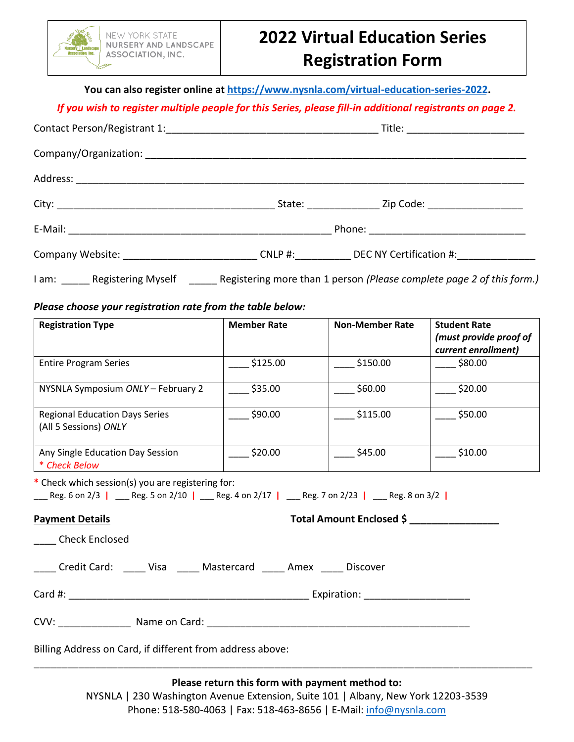NEW YORK STATE NURSERY AND LANDSCAPE ASSOCIATION, INC.

# 2022 Virtual Education Series Registration Form

**You can also register online at https://www.nysnla.com/virtual-education-series-2022.**

***If you wish to register multiple people for this Series, please fill-in additional registrants on page 2.***

Contact Person/Registrant 1:_______________________________________ Title: _____________________

Company/Organization: ___________________________________________________________________

Address: ________________________________________________________________________________

City: ________________________________________ State: _____________ Zip Code: _________________

E-Mail: ________________________________________________ Phone: ____________________________

Company Website: ________________________ CNLP #:__________ DEC NY Certification #:______________

I am: _____ Registering Myself _____ Registering more than 1 person *(Please complete page 2 of this form.)*

***Please choose your registration rate from the table below:***

| **Registration Type** | **Member Rate** | **Non-Member Rate** | **Student Rate** ***(must provide proof of current enrollment)*** |
|---|---|---|---|
| Entire Program Series | ____ $125.00 | ____ $150.00 | ____ $80.00 |
| NYSNLA Symposium *ONLY* – February 2 | ____ $35.00 | ____ $60.00 | ____ $20.00 |
| Regional Education Days Series (All 5 Sessions) *ONLY* | ____ $90.00 | ____ $115.00 | ____ $50.00 |
| Any Single Education Day Session *\* Check Below* | ____ $20.00 | ____ $45.00 | ____ $10.00 |

\* Check which session(s) you are registering for:

___ Reg. 6 on 2/3 | ___ Reg. 5 on 2/10 | ___ Reg. 4 on 2/17 | ___ Reg. 7 on 2/23 | ___ Reg. 8 on 3/2 |

**Payment Details** **Total Amount Enclosed $ ________________**

____ Check Enclosed

____ Credit Card: ____ Visa ____ Mastercard ____ Amex ____ Discover

Card #: ____________________________________________ Expiration: ___________________

CVV: _____________ Name on Card: ________________________________________________

Billing Address on Card, if different from address above:

_____________________________________________________________________________________________

**Please return this form with payment method to:**

NYSNLA | 230 Washington Avenue Extension, Suite 101 | Albany, New York 12203-3539

Phone: 518-580-4063 | Fax: 518-463-8656 | E-Mail: info@nysnla.com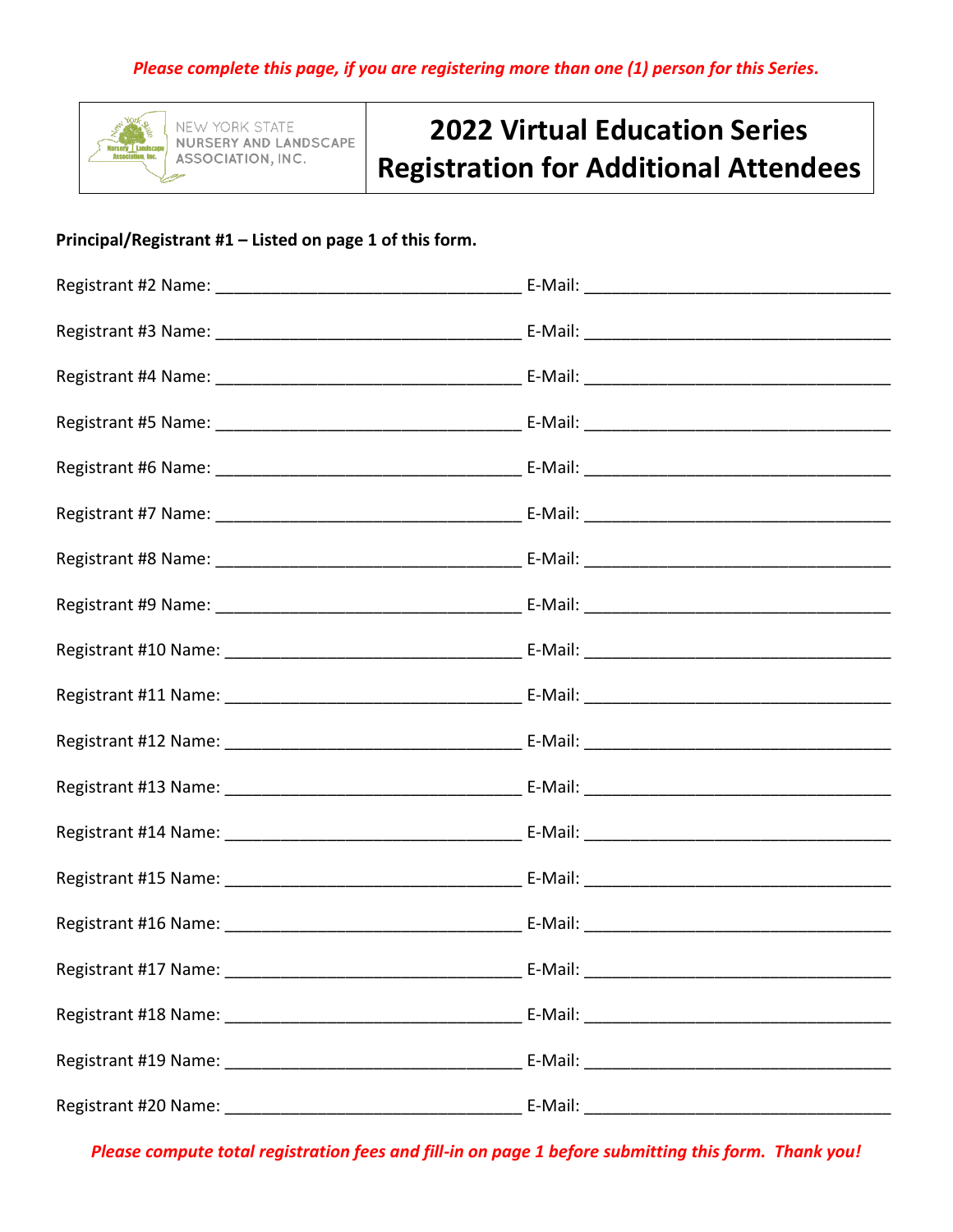*Please complete this page, if you are registering more than one (1) person for this Series.*

NEW YORK STATE NURSERY AND LANDSCAPE ASSOCIATION, INC.

# 2022 Virtual Education Series Registration for Additional Attendees

**Principal/Registrant #1 – Listed on page 1 of this form.**

Registrant #2 Name: _________________________________ E-Mail: __________________________________

Registrant #3 Name: _________________________________ E-Mail: __________________________________

Registrant #4 Name: _________________________________ E-Mail: __________________________________

Registrant #5 Name: _________________________________ E-Mail: __________________________________

Registrant #6 Name: _________________________________ E-Mail: __________________________________

Registrant #7 Name: _________________________________ E-Mail: __________________________________

Registrant #8 Name: _________________________________ E-Mail: __________________________________

Registrant #9 Name: _________________________________ E-Mail: __________________________________

Registrant #10 Name: ________________________________ E-Mail: __________________________________

Registrant #11 Name: ________________________________ E-Mail: __________________________________

Registrant #12 Name: ________________________________ E-Mail: __________________________________

Registrant #13 Name: ________________________________ E-Mail: __________________________________

Registrant #14 Name: ________________________________ E-Mail: __________________________________

Registrant #15 Name: ________________________________ E-Mail: __________________________________

Registrant #16 Name: ________________________________ E-Mail: __________________________________

Registrant #17 Name: ________________________________ E-Mail: __________________________________

Registrant #18 Name: ________________________________ E-Mail: __________________________________

Registrant #19 Name: ________________________________ E-Mail: __________________________________

Registrant #20 Name: ________________________________ E-Mail: __________________________________

***Please compute total registration fees and fill-in on page 1 before submitting this form. Thank you!***